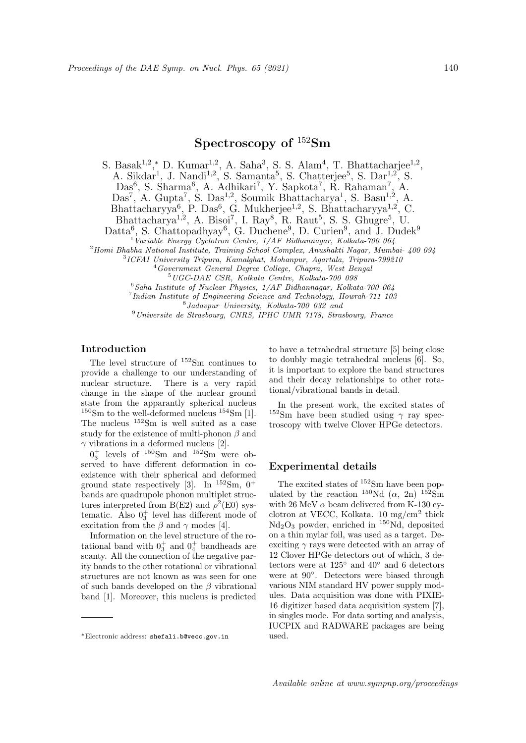# Spectroscopy of $^{152}$Sm

S. Basak[1,2,*], D. Kumar[1,2], A. Saha[3], S. S. Alam[4], T. Bhattacharjee[1,2], A. Sikdar[1], J. Nandi[1,2], S. Samanta[5], S. Chatterjee[5], S. Dar[1,2], S. Das[6], S. Sharma[6], A. Adhikari[7], Y. Sapkota[7], R. Rahaman[7], A. Das[7], A. Gupta[7], S. Das[1,2], Soumik Bhattacharya[1], S. Basu[1,2], A. Bhattacharyya[6], P. Das[6], G. Mukherjee[1,2], S. Bhattacharyya[1,2], C. Bhattacharya[1,2], A. Bisoi[7], I. Ray[8], R. Raut[5], S. S. Ghugre[5], U. Datta[6], S. Chattopadhyay[6], G. Duchene[9], D. Curien[9], and J. Dudek[9]

[1] *Variable Energy Cyclotron Centre, 1/AF Bidhannagar, Kolkata-700 064*
[2] *Homi Bhabha National Institute, Training School Complex, Anushakti Nagar, Mumbai- 400 094*
[3] *ICFAI University Tripura, Kamalghat, Mohanpur, Agartala, Tripura-799210*
[4] *Government General Degree College, Chapra, West Bengal*
[5] *UGC-DAE CSR, Kolkata Centre, Kolkata-700 098*
[6] *Saha Institute of Nuclear Physics, 1/AF Bidhannagar, Kolkata-700 064*
[7] *Indian Institute of Engineering Science and Technology, Howrah-711 103*
[8] *Jadavpur University, Kolkata-700 032 and*
[9] *Universite de Strasbourg, CNRS, IPHC UMR 7178, Strasbourg, France*

## Introduction

The level structure of $^{152}$Sm continues to provide a challenge to our understanding of nuclear structure. There is a very rapid change in the shape of the nuclear ground state from the apparently spherical nucleus $^{150}$Sm to the well-deformed nucleus $^{154}$Sm [1]. The nucleus $^{152}$Sm is well suited as a case study for the existence of multi-phonon $\beta$ and $\gamma$ vibrations in a deformed nucleus [2].

$0_3^+$ levels of $^{150}$Sm and $^{152}$Sm were observed to have different deformation in coexistence with their spherical and deformed ground state respectively [3]. In $^{152}$Sm, $0^+$ bands are quadrupole phonon multiplet structures interpreted from B(E2) and $\rho^2$(E0) systematic. Also $0_3^+$ level has different mode of excitation from the $\beta$ and $\gamma$ modes [4].

Information on the level structure of the rotational band with $0_3^+$ and $0_4^+$ bandheads are scanty. All the connection of the negative parity bands to the other rotational or vibrational structures are not known as was seen for one of such bands developed on the $\beta$ vibrational band [1]. Moreover, this nucleus is predicted to have a tetrahedral structure [5] being close to doubly magic tetrahedral nucleus [6]. So, it is important to explore the band structures and their decay relationships to other rotational/vibrational bands in detail.

In the present work, the excited states of $^{152}$Sm have been studied using $\gamma$ ray spectroscopy with twelve Clover HPGe detectors.

## Experimental details

The excited states of $^{152}$Sm have been populated by the reaction $^{150}$Nd ($\alpha$, 2n) $^{152}$Sm with 26 MeV $\alpha$ beam delivered from K-130 cyclotron at VECC, Kolkata. 10 mg/cm$^2$ thick $Nd_2O_3$ powder, enriched in $^{150}$Nd, deposited on a thin mylar foil, was used as a target. Deexciting $\gamma$ rays were detected with an array of 12 Clover HPGe detectors out of which, 3 detectors were at 125° and 40° and 6 detectors were at 90°. Detectors were biased through various NIM standard HV power supply modules. Data acquisition was done with PIXIE-16 digitizer based data acquisition system [7], in singles mode. For data sorting and analysis, IUCPIX and RADWARE packages are being used.

[*] Electronic address: shefali.b@vecc.gov.in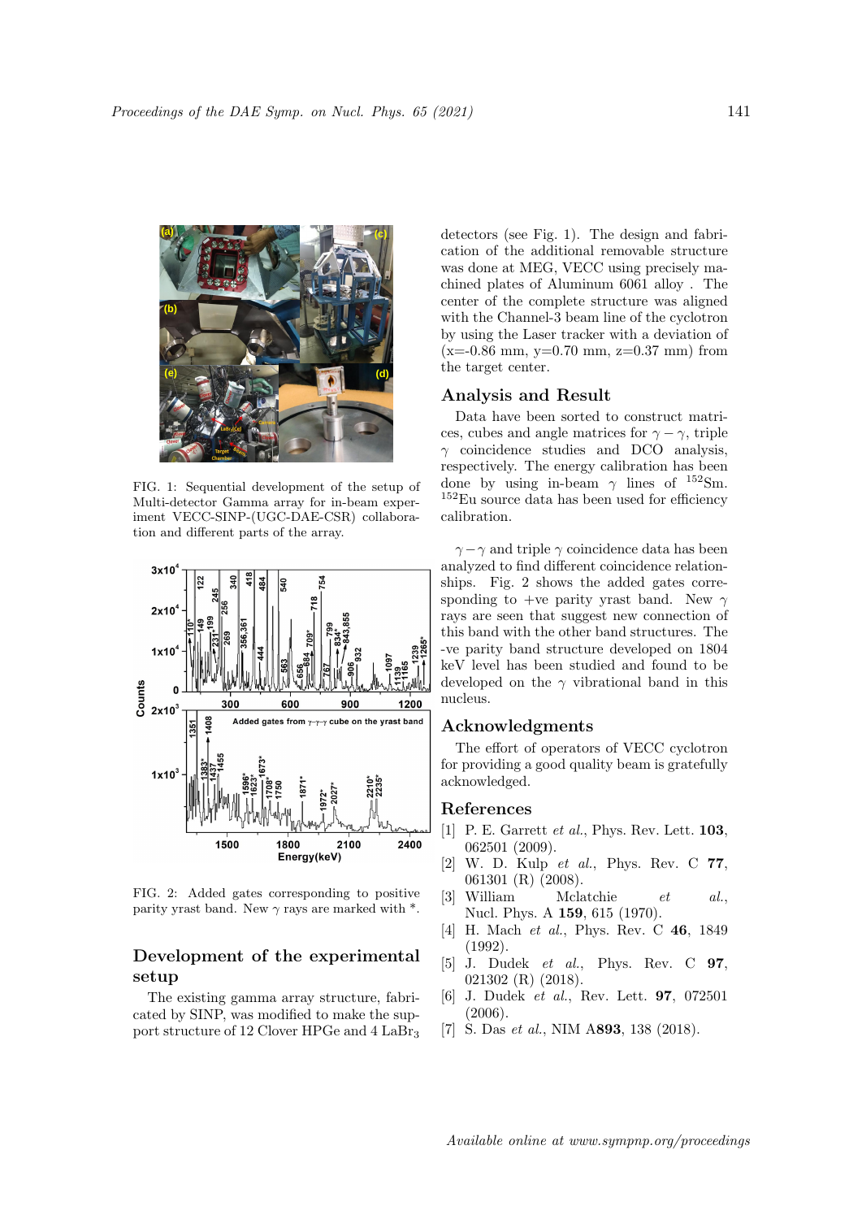FIG. 1: Sequential development of the setup of Multi-detector Gamma array for in-beam experiment VECC-SINP-(UGC-DAE-CSR) collaboration and different parts of the array.

FIG. 2: Added gates corresponding to positive parity yrast band. New $\gamma$ rays are marked with *.

## Development of the experimental setup

The existing gamma array structure, fabricated by SINP, was modified to make the support structure of 12 Clover HPGe and 4 $LaBr_3$ detectors (see Fig. 1). The design and fabrication of the additional removable structure was done at MEG, VECC using precisely machined plates of Aluminum 6061 alloy . The center of the complete structure was aligned with the Channel-3 beam line of the cyclotron by using the Laser tracker with a deviation of (x=-0.86 mm, y=0.70 mm, z=0.37 mm) from the target center.

## Analysis and Result

Data have been sorted to construct matrices, cubes and angle matrices for $\gamma - \gamma$, triple $\gamma$ coincidence studies and DCO analysis, respectively. The energy calibration has been done by using in-beam $\gamma$ lines of $^{152}$Sm. $^{152}$Eu source data has been used for efficiency calibration.

$\gamma - \gamma$ and triple $\gamma$ coincidence data has been analyzed to find different coincidence relationships. Fig. 2 shows the added gates corresponding to +ve parity yrast band. New $\gamma$ rays are seen that suggest new connection of this band with the other band structures. The -ve parity band structure developed on 1804 keV level has been studied and found to be developed on the $\gamma$ vibrational band in this nucleus.

## Acknowledgments

The effort of operators of VECC cyclotron for providing a good quality beam is gratefully acknowledged.

## References

[1] P. E. Garrett *et al.*, Phys. Rev. Lett. **103**, 062501 (2009).

[2] W. D. Kulp *et al.*, Phys. Rev. C **77**, 061301 (R) (2008).

[3] William Mclatchie *et al.*, Nucl. Phys. A **159**, 615 (1970).

[4] H. Mach *et al.*, Phys. Rev. C **46**, 1849 (1992).

[5] J. Dudek *et al.*, Phys. Rev. C **97**, 021302 (R) (2018).

[6] J. Dudek *et al.*, Rev. Lett. **97**, 072501 (2006).

[7] S. Das *et al.*, NIM A**893**, 138 (2018).